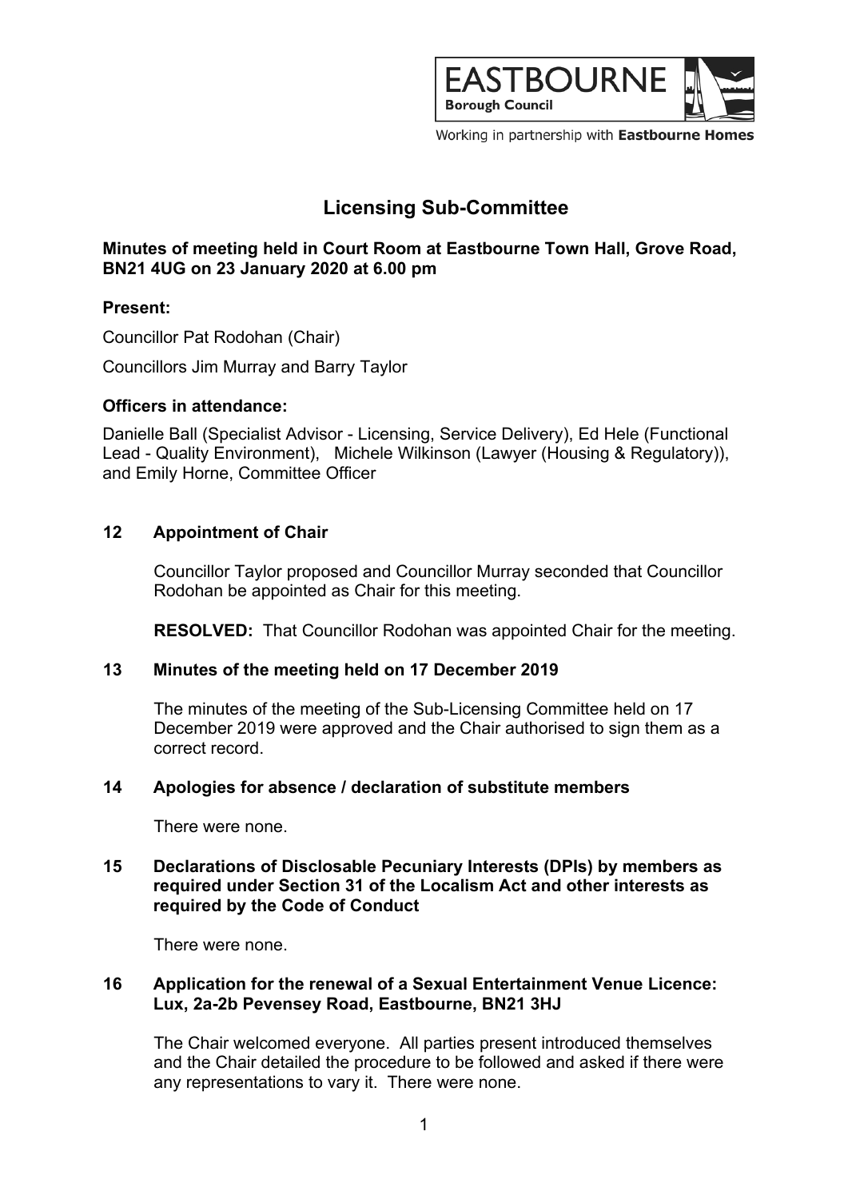# Licensing Sub-Committee

**Minutes of meeting held in Court Room at Eastbourne Town Hall, Grove Road, BN21 4UG on 23 January 2020 at 6.00 pm**

**Present:**

Councillor Pat Rodohan (Chair)

Councillors Jim Murray and Barry Taylor

**Officers in attendance:**

Danielle Ball (Specialist Advisor - Licensing, Service Delivery), Ed Hele (Functional Lead - Quality Environment), Michele Wilkinson (Lawyer (Housing & Regulatory)), and Emily Horne, Committee Officer

## 12 Appointment of Chair

Councillor Taylor proposed and Councillor Murray seconded that Councillor Rodohan be appointed as Chair for this meeting.

**RESOLVED:** That Councillor Rodohan was appointed Chair for the meeting.

## 13 Minutes of the meeting held on 17 December 2019

The minutes of the meeting of the Sub-Licensing Committee held on 17 December 2019 were approved and the Chair authorised to sign them as a correct record.

## 14 Apologies for absence / declaration of substitute members

There were none.

## 15 Declarations of Disclosable Pecuniary Interests (DPIs) by members as required under Section 31 of the Localism Act and other interests as required by the Code of Conduct

There were none.

## 16 Application for the renewal of a Sexual Entertainment Venue Licence: Lux, 2a-2b Pevensey Road, Eastbourne, BN21 3HJ

The Chair welcomed everyone. All parties present introduced themselves and the Chair detailed the procedure to be followed and asked if there were any representations to vary it. There were none.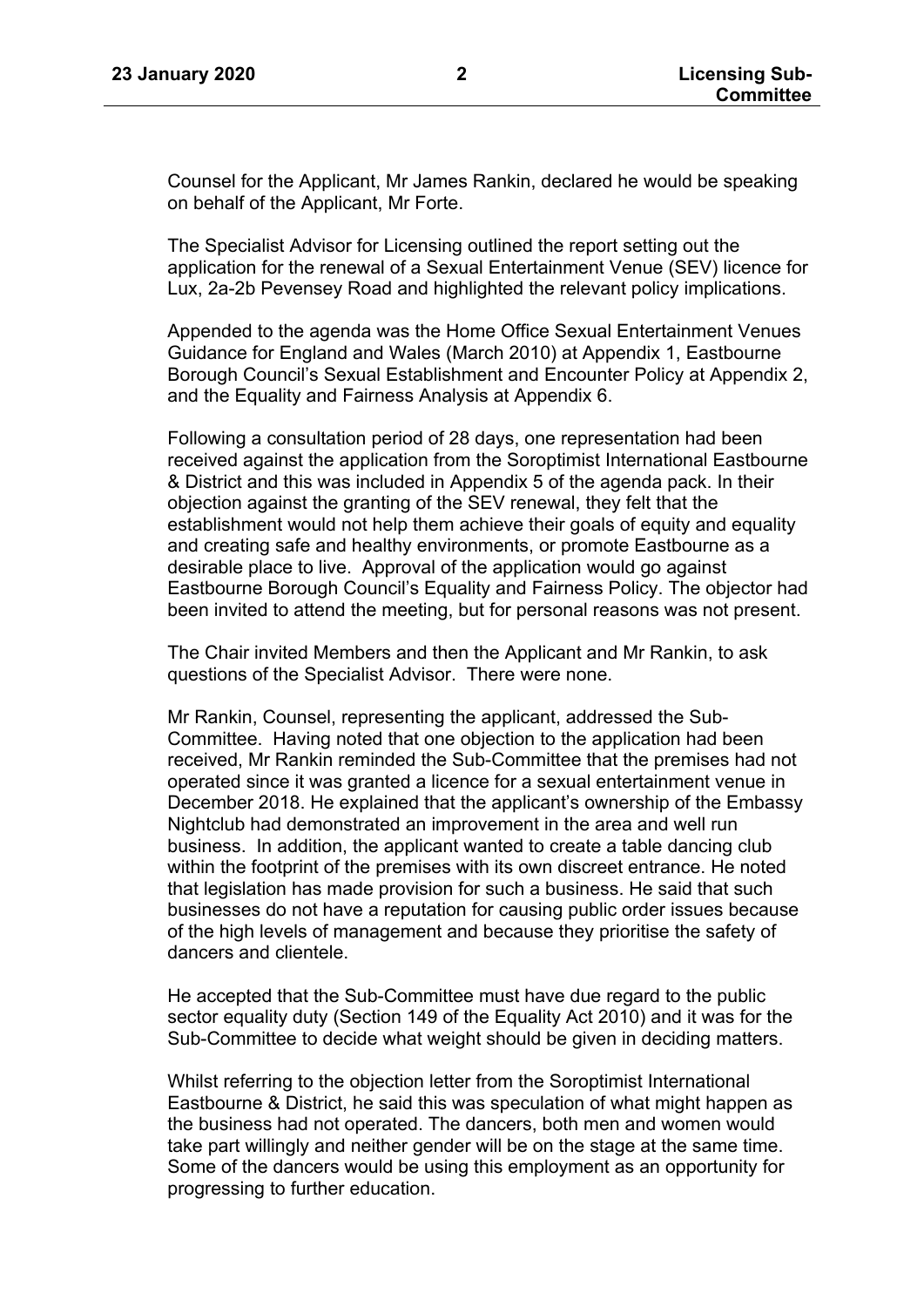Counsel for the Applicant, Mr James Rankin, declared he would be speaking on behalf of the Applicant, Mr Forte.

The Specialist Advisor for Licensing outlined the report setting out the application for the renewal of a Sexual Entertainment Venue (SEV) licence for Lux, 2a-2b Pevensey Road and highlighted the relevant policy implications.

Appended to the agenda was the Home Office Sexual Entertainment Venues Guidance for England and Wales (March 2010) at Appendix 1, Eastbourne Borough Council's Sexual Establishment and Encounter Policy at Appendix 2, and the Equality and Fairness Analysis at Appendix 6.

Following a consultation period of 28 days, one representation had been received against the application from the Soroptimist International Eastbourne & District and this was included in Appendix 5 of the agenda pack. In their objection against the granting of the SEV renewal, they felt that the establishment would not help them achieve their goals of equity and equality and creating safe and healthy environments, or promote Eastbourne as a desirable place to live. Approval of the application would go against Eastbourne Borough Council's Equality and Fairness Policy. The objector had been invited to attend the meeting, but for personal reasons was not present.

The Chair invited Members and then the Applicant and Mr Rankin, to ask questions of the Specialist Advisor. There were none.

Mr Rankin, Counsel, representing the applicant, addressed the Sub-Committee. Having noted that one objection to the application had been received, Mr Rankin reminded the Sub-Committee that the premises had not operated since it was granted a licence for a sexual entertainment venue in December 2018. He explained that the applicant's ownership of the Embassy Nightclub had demonstrated an improvement in the area and well run business. In addition, the applicant wanted to create a table dancing club within the footprint of the premises with its own discreet entrance. He noted that legislation has made provision for such a business. He said that such businesses do not have a reputation for causing public order issues because of the high levels of management and because they prioritise the safety of dancers and clientele.

He accepted that the Sub-Committee must have due regard to the public sector equality duty (Section 149 of the Equality Act 2010) and it was for the Sub-Committee to decide what weight should be given in deciding matters.

Whilst referring to the objection letter from the Soroptimist International Eastbourne & District, he said this was speculation of what might happen as the business had not operated. The dancers, both men and women would take part willingly and neither gender will be on the stage at the same time. Some of the dancers would be using this employment as an opportunity for progressing to further education.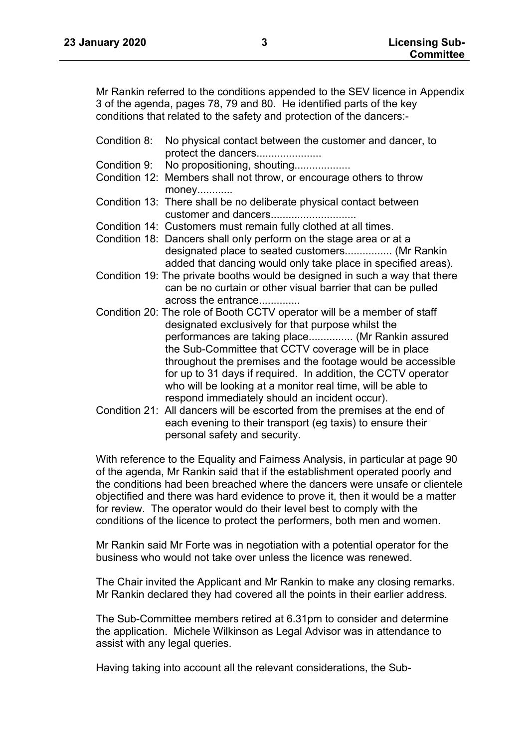Mr Rankin referred to the conditions appended to the SEV licence in Appendix 3 of the agenda, pages 78, 79 and 80. He identified parts of the key conditions that related to the safety and protection of the dancers:-

- Condition 8: No physical contact between the customer and dancer, to protect the dancers......................
- Condition 9: No propositioning, shouting...................
- Condition 12: Members shall not throw, or encourage others to throw money............
- Condition 13: There shall be no deliberate physical contact between customer and dancers.............................
- Condition 14: Customers must remain fully clothed at all times.
- Condition 18: Dancers shall only perform on the stage area or at a designated place to seated customers................ (Mr Rankin added that dancing would only take place in specified areas).
- Condition 19: The private booths would be designed in such a way that there can be no curtain or other visual barrier that can be pulled across the entrance..............
- Condition 20: The role of Booth CCTV operator will be a member of staff designated exclusively for that purpose whilst the performances are taking place............... (Mr Rankin assured the Sub-Committee that CCTV coverage will be in place throughout the premises and the footage would be accessible for up to 31 days if required. In addition, the CCTV operator who will be looking at a monitor real time, will be able to respond immediately should an incident occur).
- Condition 21: All dancers will be escorted from the premises at the end of each evening to their transport (eg taxis) to ensure their personal safety and security.

With reference to the Equality and Fairness Analysis, in particular at page 90 of the agenda, Mr Rankin said that if the establishment operated poorly and the conditions had been breached where the dancers were unsafe or clientele objectified and there was hard evidence to prove it, then it would be a matter for review. The operator would do their level best to comply with the conditions of the licence to protect the performers, both men and women.

Mr Rankin said Mr Forte was in negotiation with a potential operator for the business who would not take over unless the licence was renewed.

The Chair invited the Applicant and Mr Rankin to make any closing remarks. Mr Rankin declared they had covered all the points in their earlier address.

The Sub-Committee members retired at 6.31pm to consider and determine the application. Michele Wilkinson as Legal Advisor was in attendance to assist with any legal queries.

Having taking into account all the relevant considerations, the Sub-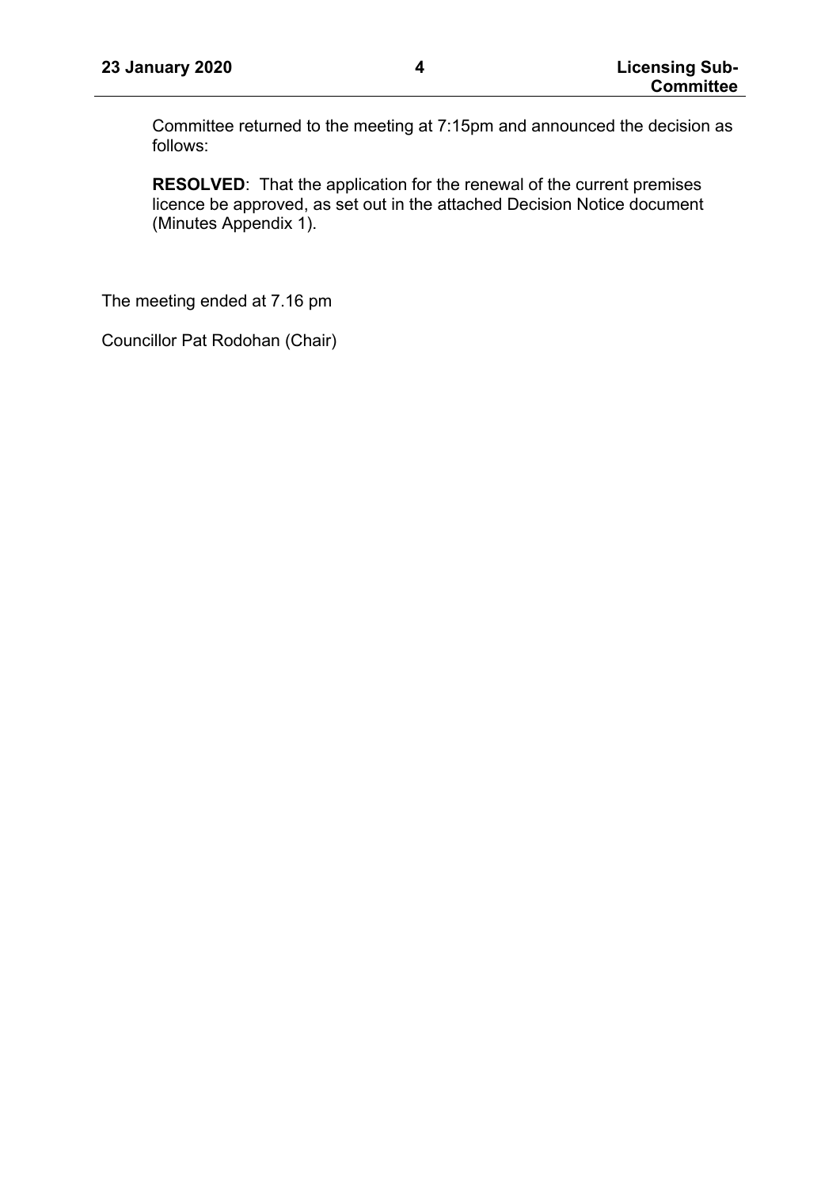Committee returned to the meeting at 7:15pm and announced the decision as follows:

**RESOLVED**: That the application for the renewal of the current premises licence be approved, as set out in the attached Decision Notice document (Minutes Appendix 1).

The meeting ended at 7.16 pm

Councillor Pat Rodohan (Chair)